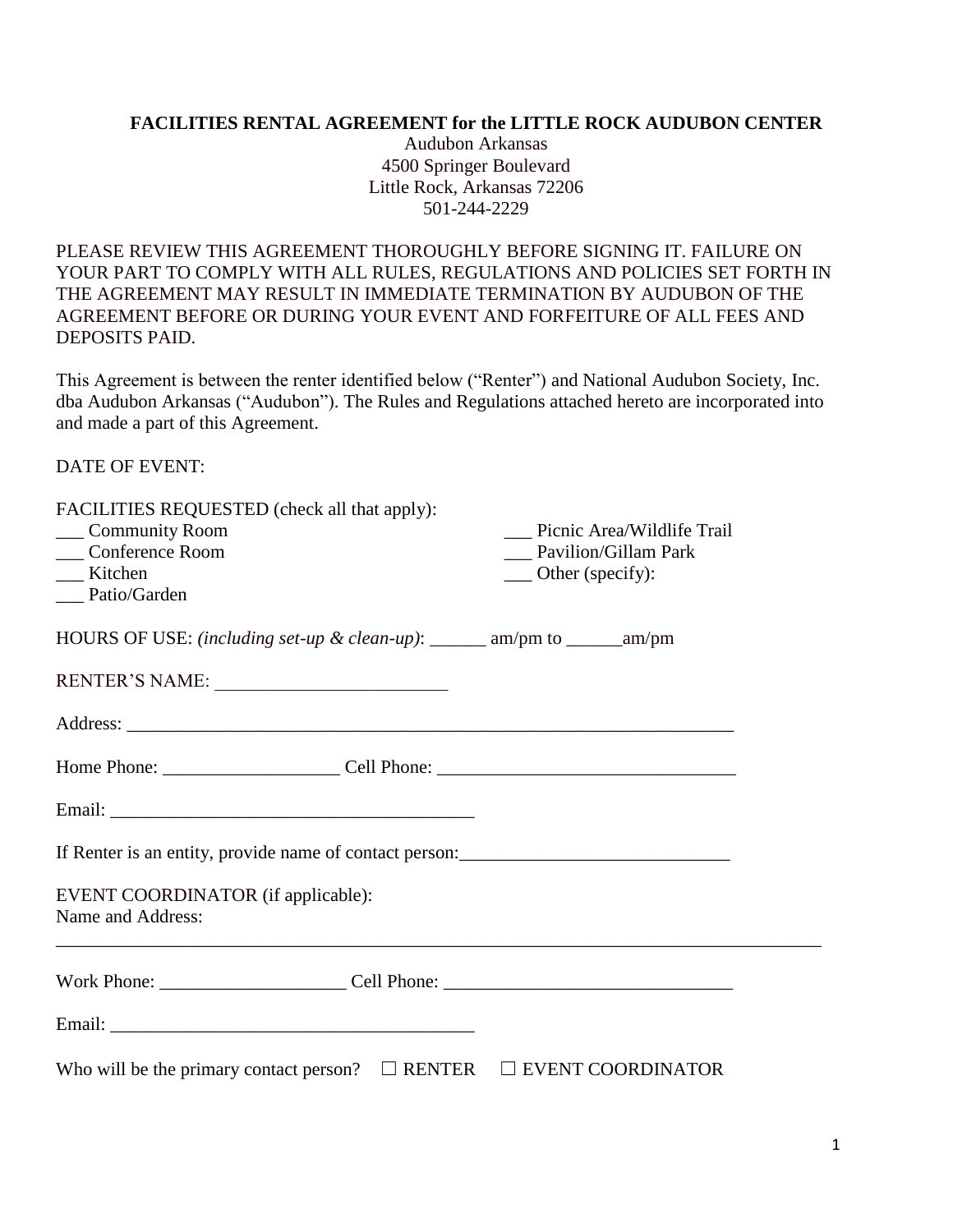**FACILITIES RENTAL AGREEMENT for the LITTLE ROCK AUDUBON CENTER**

Audubon Arkansas
4500 Springer Boulevard
Little Rock, Arkansas 72206
501-244-2229

PLEASE REVIEW THIS AGREEMENT THOROUGHLY BEFORE SIGNING IT. FAILURE ON YOUR PART TO COMPLY WITH ALL RULES, REGULATIONS AND POLICIES SET FORTH IN THE AGREEMENT MAY RESULT IN IMMEDIATE TERMINATION BY AUDUBON OF THE AGREEMENT BEFORE OR DURING YOUR EVENT AND FORFEITURE OF ALL FEES AND DEPOSITS PAID.

This Agreement is between the renter identified below ("Renter") and National Audubon Society, Inc. dba Audubon Arkansas ("Audubon"). The Rules and Regulations attached hereto are incorporated into and made a part of this Agreement.

DATE OF EVENT:

FACILITIES REQUESTED (check all that apply):

___ Community Room
___ Conference Room
___ Kitchen
___ Patio/Garden
___ Picnic Area/Wildlife Trail
___ Pavilion/Gillam Park
___ Other (specify):

HOURS OF USE: *(including set-up & clean-up)*: ______ am/pm to ______am/pm

RENTER'S NAME: _________________________

Address: ____________________________________________________________________

Home Phone: ___________________ Cell Phone: ________________________________

Email: _______________________________________

If Renter is an entity, provide name of contact person:_____________________________

EVENT COORDINATOR (if applicable):
Name and Address:
_____________________________________________________________________________________

Work Phone: ____________________ Cell Phone: _______________________________

Email: _______________________________________

Who will be the primary contact person? ☐ RENTER ☐ EVENT COORDINATOR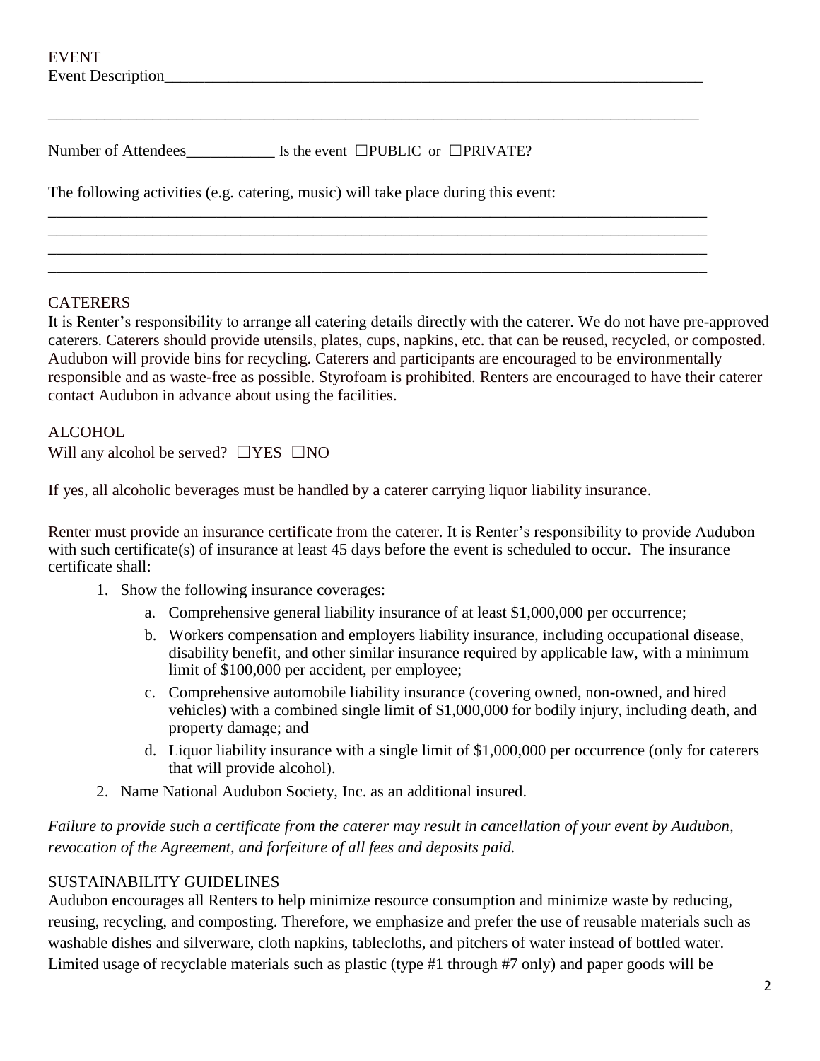## EVENT

Event Description_______________________________________________________________________

_____________________________________________________________________________________

Number of Attendees___________ Is the event ☐PUBLIC or ☐PRIVATE?

The following activities (e.g. catering, music) will take place during this event:

_____________________________________________________________________________________
_____________________________________________________________________________________
_____________________________________________________________________________________
_____________________________________________________________________________________

## CATERERS

It is Renter's responsibility to arrange all catering details directly with the caterer. We do not have pre-approved caterers. Caterers should provide utensils, plates, cups, napkins, etc. that can be reused, recycled, or composted. Audubon will provide bins for recycling. Caterers and participants are encouraged to be environmentally responsible and as waste-free as possible. Styrofoam is prohibited. Renters are encouraged to have their caterer contact Audubon in advance about using the facilities.

## ALCOHOL

Will any alcohol be served? ☐YES ☐NO

If yes, all alcoholic beverages must be handled by a caterer carrying liquor liability insurance.

Renter must provide an insurance certificate from the caterer. It is Renter's responsibility to provide Audubon with such certificate(s) of insurance at least 45 days before the event is scheduled to occur. The insurance certificate shall:

1. Show the following insurance coverages:
   a. Comprehensive general liability insurance of at least $1,000,000 per occurrence;
   b. Workers compensation and employers liability insurance, including occupational disease, disability benefit, and other similar insurance required by applicable law, with a minimum limit of $100,000 per accident, per employee;
   c. Comprehensive automobile liability insurance (covering owned, non-owned, and hired vehicles) with a combined single limit of $1,000,000 for bodily injury, including death, and property damage; and
   d. Liquor liability insurance with a single limit of $1,000,000 per occurrence (only for caterers that will provide alcohol).
2. Name National Audubon Society, Inc. as an additional insured.

*Failure to provide such a certificate from the caterer may result in cancellation of your event by Audubon, revocation of the Agreement, and forfeiture of all fees and deposits paid.*

## SUSTAINABILITY GUIDELINES

Audubon encourages all Renters to help minimize resource consumption and minimize waste by reducing, reusing, recycling, and composting. Therefore, we emphasize and prefer the use of reusable materials such as washable dishes and silverware, cloth napkins, tablecloths, and pitchers of water instead of bottled water. Limited usage of recyclable materials such as plastic (type #1 through #7 only) and paper goods will be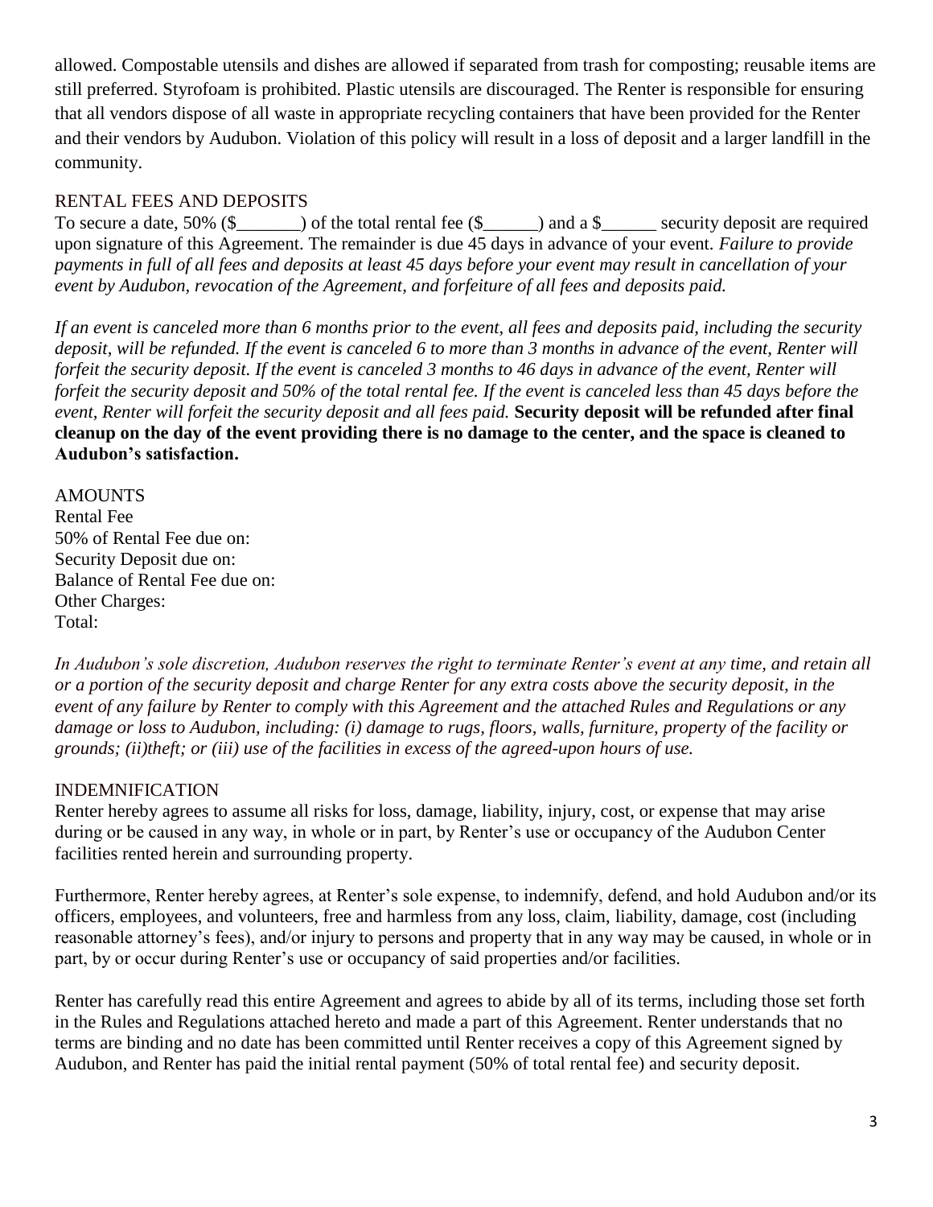allowed. Compostable utensils and dishes are allowed if separated from trash for composting; reusable items are still preferred. Styrofoam is prohibited. Plastic utensils are discouraged. The Renter is responsible for ensuring that all vendors dispose of all waste in appropriate recycling containers that have been provided for the Renter and their vendors by Audubon. Violation of this policy will result in a loss of deposit and a larger landfill in the community.

## RENTAL FEES AND DEPOSITS

To secure a date, 50% ($_______) of the total rental fee ($______) and a $______ security deposit are required upon signature of this Agreement. The remainder is due 45 days in advance of your event. *Failure to provide payments in full of all fees and deposits at least 45 days before your event may result in cancellation of your event by Audubon, revocation of the Agreement, and forfeiture of all fees and deposits paid.*

*If an event is canceled more than 6 months prior to the event, all fees and deposits paid, including the security deposit, will be refunded. If the event is canceled 6 to more than 3 months in advance of the event, Renter will forfeit the security deposit. If the event is canceled 3 months to 46 days in advance of the event, Renter will forfeit the security deposit and 50% of the total rental fee. If the event is canceled less than 45 days before the event, Renter will forfeit the security deposit and all fees paid.* **Security deposit will be refunded after final cleanup on the day of the event providing there is no damage to the center, and the space is cleaned to Audubon's satisfaction.**

## AMOUNTS

Rental Fee
50% of Rental Fee due on:
Security Deposit due on:
Balance of Rental Fee due on:
Other Charges:
Total:

*In Audubon's sole discretion, Audubon reserves the right to terminate Renter's event at any time, and retain all or a portion of the security deposit and charge Renter for any extra costs above the security deposit, in the event of any failure by Renter to comply with this Agreement and the attached Rules and Regulations or any damage or loss to Audubon, including: (i) damage to rugs, floors, walls, furniture, property of the facility or grounds; (ii)theft; or (iii) use of the facilities in excess of the agreed-upon hours of use.*

## INDEMNIFICATION

Renter hereby agrees to assume all risks for loss, damage, liability, injury, cost, or expense that may arise during or be caused in any way, in whole or in part, by Renter's use or occupancy of the Audubon Center facilities rented herein and surrounding property.

Furthermore, Renter hereby agrees, at Renter's sole expense, to indemnify, defend, and hold Audubon and/or its officers, employees, and volunteers, free and harmless from any loss, claim, liability, damage, cost (including reasonable attorney's fees), and/or injury to persons and property that in any way may be caused, in whole or in part, by or occur during Renter's use or occupancy of said properties and/or facilities.

Renter has carefully read this entire Agreement and agrees to abide by all of its terms, including those set forth in the Rules and Regulations attached hereto and made a part of this Agreement. Renter understands that no terms are binding and no date has been committed until Renter receives a copy of this Agreement signed by Audubon, and Renter has paid the initial rental payment (50% of total rental fee) and security deposit.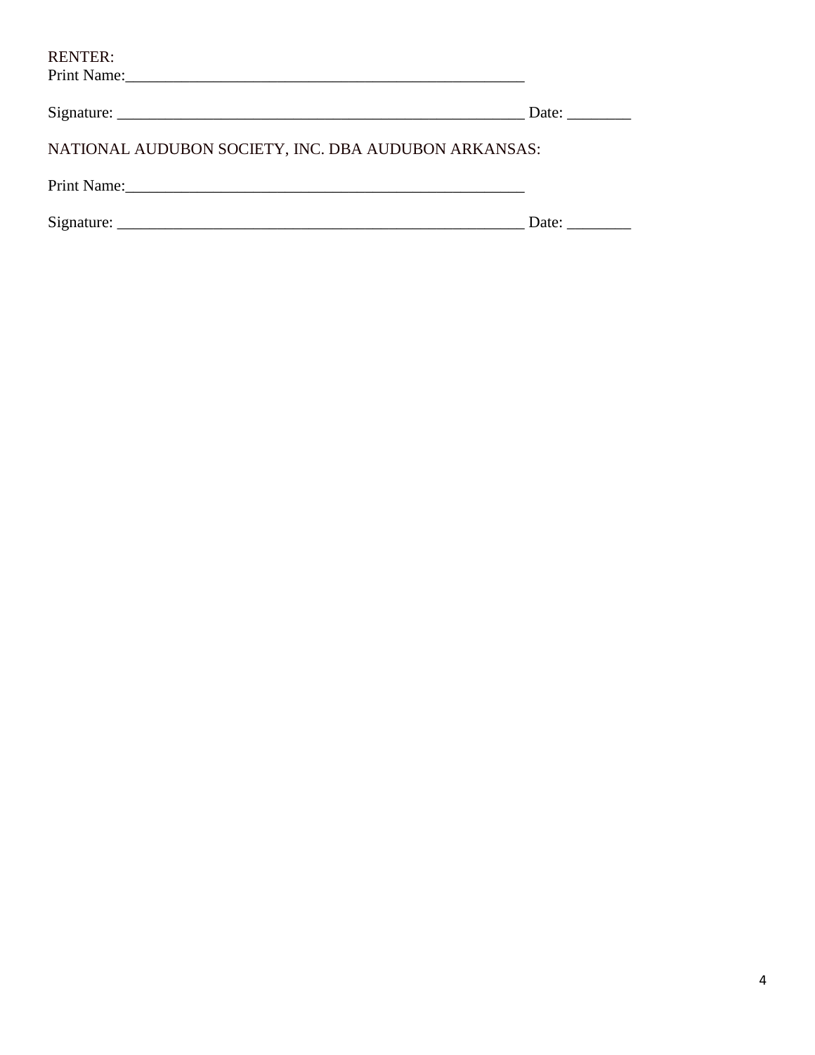RENTER:
Print Name:_____________________________________________________

Signature: ______________________________________________________ Date: ________

NATIONAL AUDUBON SOCIETY, INC. DBA AUDUBON ARKANSAS:

Print Name:_____________________________________________________

Signature: ______________________________________________________ Date: ________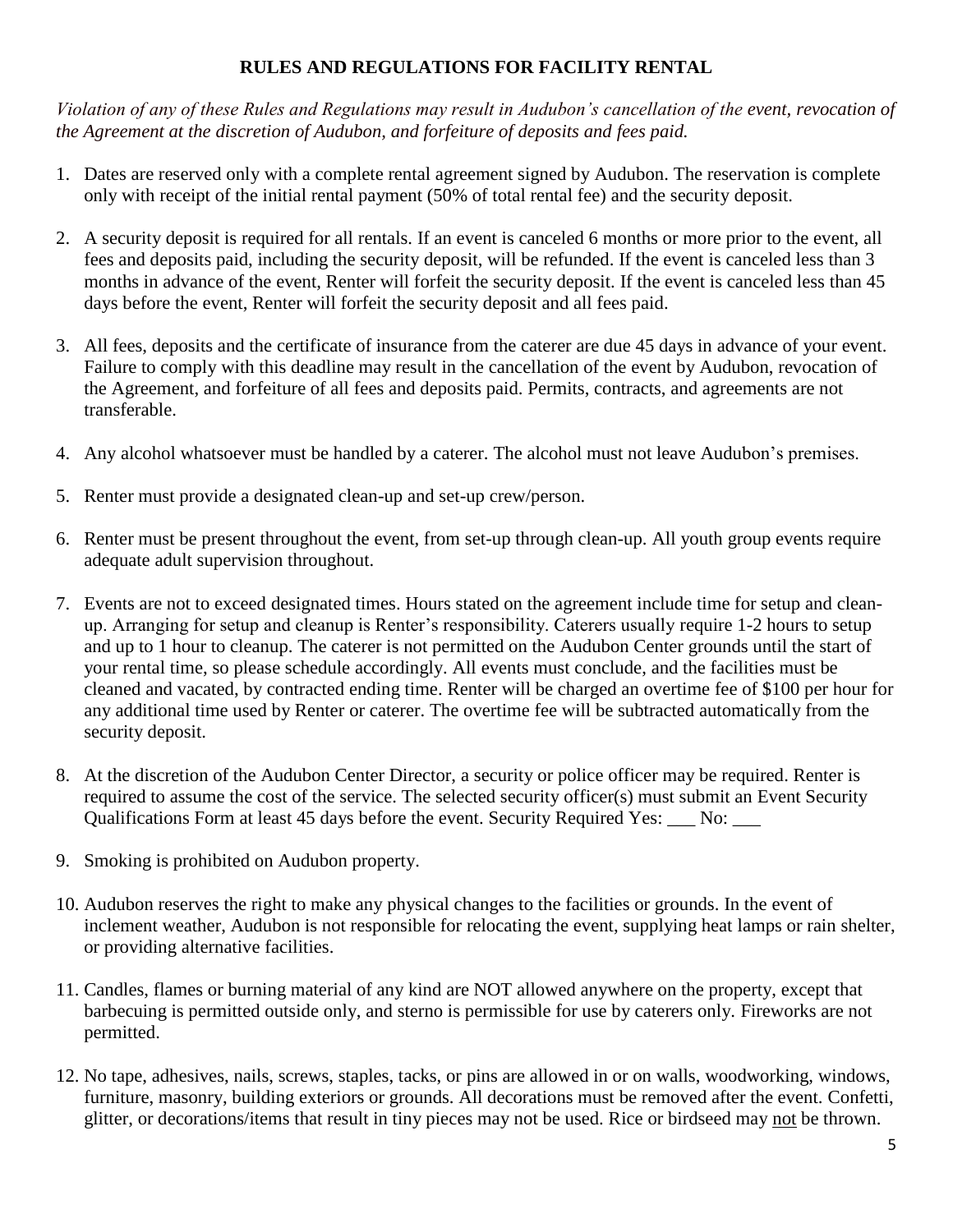## RULES AND REGULATIONS FOR FACILITY RENTAL

*Violation of any of these Rules and Regulations may result in Audubon's cancellation of the event, revocation of the Agreement at the discretion of Audubon, and forfeiture of deposits and fees paid.*

1. Dates are reserved only with a complete rental agreement signed by Audubon. The reservation is complete only with receipt of the initial rental payment (50% of total rental fee) and the security deposit.

2. A security deposit is required for all rentals. If an event is canceled 6 months or more prior to the event, all fees and deposits paid, including the security deposit, will be refunded. If the event is canceled less than 3 months in advance of the event, Renter will forfeit the security deposit. If the event is canceled less than 45 days before the event, Renter will forfeit the security deposit and all fees paid.

3. All fees, deposits and the certificate of insurance from the caterer are due 45 days in advance of your event. Failure to comply with this deadline may result in the cancellation of the event by Audubon, revocation of the Agreement, and forfeiture of all fees and deposits paid. Permits, contracts, and agreements are not transferable.

4. Any alcohol whatsoever must be handled by a caterer. The alcohol must not leave Audubon's premises.

5. Renter must provide a designated clean-up and set-up crew/person.

6. Renter must be present throughout the event, from set-up through clean-up. All youth group events require adequate adult supervision throughout.

7. Events are not to exceed designated times. Hours stated on the agreement include time for setup and clean-up. Arranging for setup and cleanup is Renter's responsibility. Caterers usually require 1-2 hours to setup and up to 1 hour to cleanup. The caterer is not permitted on the Audubon Center grounds until the start of your rental time, so please schedule accordingly. All events must conclude, and the facilities must be cleaned and vacated, by contracted ending time. Renter will be charged an overtime fee of $100 per hour for any additional time used by Renter or caterer. The overtime fee will be subtracted automatically from the security deposit.

8. At the discretion of the Audubon Center Director, a security or police officer may be required. Renter is required to assume the cost of the service. The selected security officer(s) must submit an Event Security Qualifications Form at least 45 days before the event. Security Required Yes: ___ No: ___

9. Smoking is prohibited on Audubon property.

10. Audubon reserves the right to make any physical changes to the facilities or grounds. In the event of inclement weather, Audubon is not responsible for relocating the event, supplying heat lamps or rain shelter, or providing alternative facilities.

11. Candles, flames or burning material of any kind are NOT allowed anywhere on the property, except that barbecuing is permitted outside only, and sterno is permissible for use by caterers only. Fireworks are not permitted.

12. No tape, adhesives, nails, screws, staples, tacks, or pins are allowed in or on walls, woodworking, windows, furniture, masonry, building exteriors or grounds. All decorations must be removed after the event. Confetti, glitter, or decorations/items that result in tiny pieces may not be used. Rice or birdseed may <u>not</u> be thrown.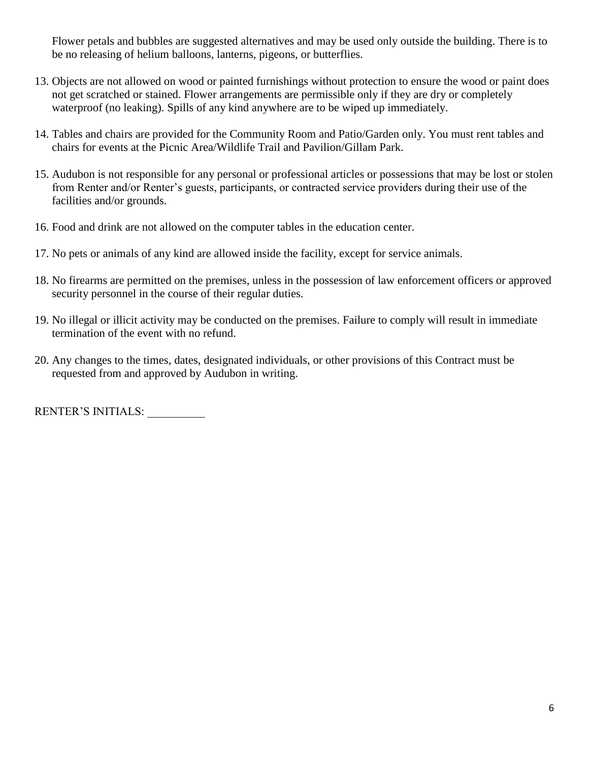Flower petals and bubbles are suggested alternatives and may be used only outside the building. There is to be no releasing of helium balloons, lanterns, pigeons, or butterflies.

13. Objects are not allowed on wood or painted furnishings without protection to ensure the wood or paint does not get scratched or stained. Flower arrangements are permissible only if they are dry or completely waterproof (no leaking). Spills of any kind anywhere are to be wiped up immediately.

14. Tables and chairs are provided for the Community Room and Patio/Garden only. You must rent tables and chairs for events at the Picnic Area/Wildlife Trail and Pavilion/Gillam Park.

15. Audubon is not responsible for any personal or professional articles or possessions that may be lost or stolen from Renter and/or Renter's guests, participants, or contracted service providers during their use of the facilities and/or grounds.

16. Food and drink are not allowed on the computer tables in the education center.

17. No pets or animals of any kind are allowed inside the facility, except for service animals.

18. No firearms are permitted on the premises, unless in the possession of law enforcement officers or approved security personnel in the course of their regular duties.

19. No illegal or illicit activity may be conducted on the premises. Failure to comply will result in immediate termination of the event with no refund.

20. Any changes to the times, dates, designated individuals, or other provisions of this Contract must be requested from and approved by Audubon in writing.

RENTER'S INITIALS: __________